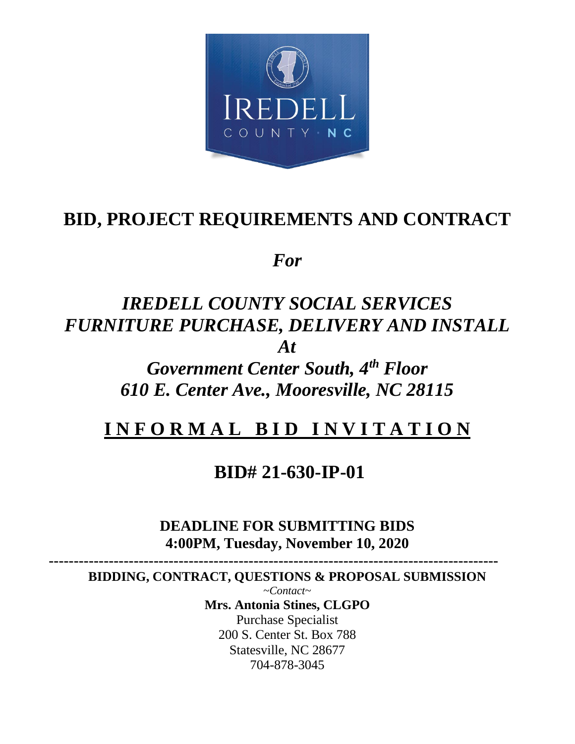# BID, PROJECT REQUIREMENTS AND CONTRACT

***For***

## *IREDELL COUNTY SOCIAL SERVICES FURNITURE PURCHASE, DELIVERY AND INSTALL*

## *At*

## *Government Center South, 4th Floor*
## *610 E. Center Ave., Mooresville, NC 28115*

## **I N F O R M A L  B I D  I N V I T A T I O N**

## **BID# 21-630-IP-01**

**DEADLINE FOR SUBMITTING BIDS**
**4:00PM, Tuesday, November 10, 2020**

---

**BIDDING, CONTRACT, QUESTIONS & PROPOSAL SUBMISSION**

*~Contact~*

**Mrs. Antonia Stines, CLGPO**
Purchase Specialist
200 S. Center St. Box 788
Statesville, NC 28677
704-878-3045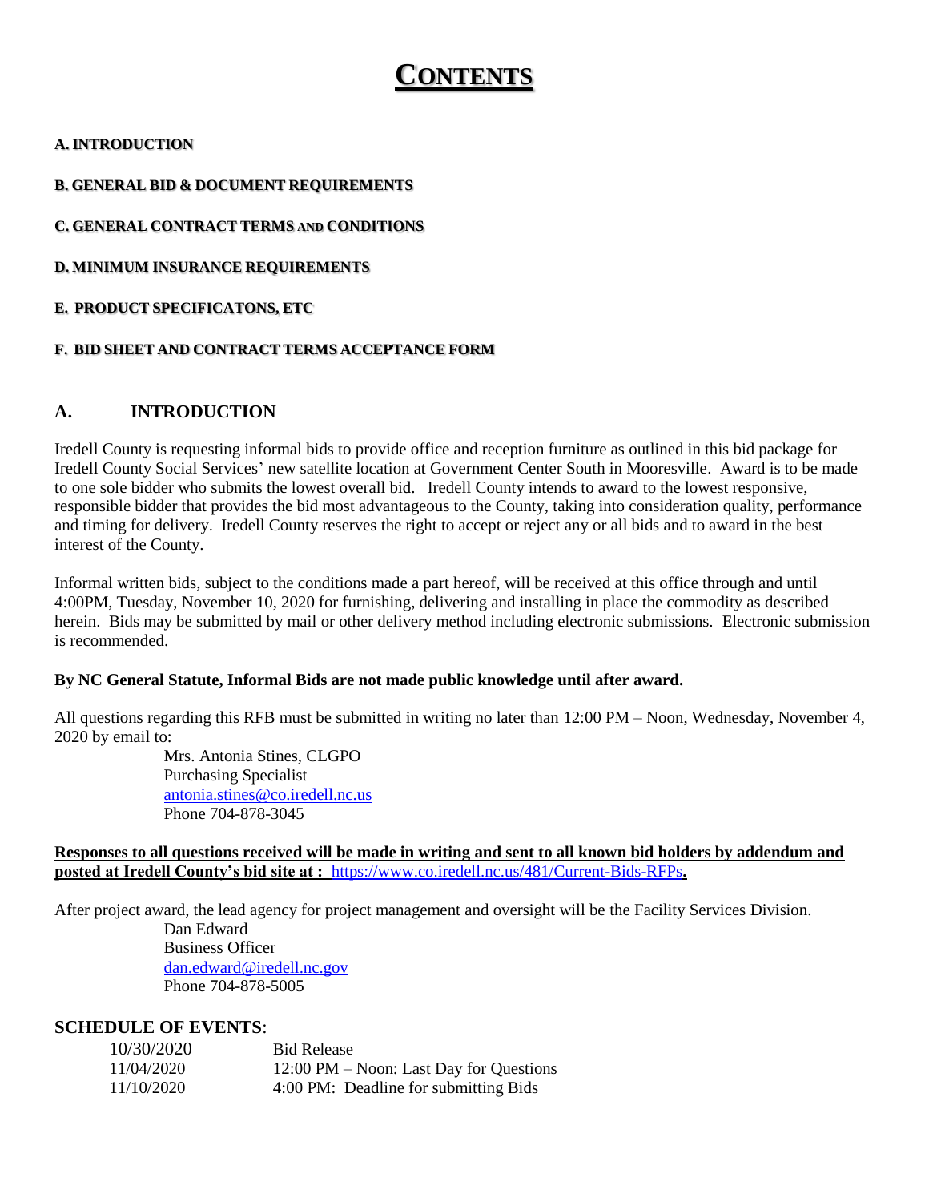# CONTENTS

**A. INTRODUCTION**

**B. GENERAL BID & DOCUMENT REQUIREMENTS**

**C. GENERAL CONTRACT TERMS AND CONDITIONS**

**D. MINIMUM INSURANCE REQUIREMENTS**

**E. PRODUCT SPECIFICATONS, ETC**

**F. BID SHEET AND CONTRACT TERMS ACCEPTANCE FORM**

## A. INTRODUCTION

Iredell County is requesting informal bids to provide office and reception furniture as outlined in this bid package for Iredell County Social Services' new satellite location at Government Center South in Mooresville. Award is to be made to one sole bidder who submits the lowest overall bid. Iredell County intends to award to the lowest responsive, responsible bidder that provides the bid most advantageous to the County, taking into consideration quality, performance and timing for delivery. Iredell County reserves the right to accept or reject any or all bids and to award in the best interest of the County.

Informal written bids, subject to the conditions made a part hereof, will be received at this office through and until 4:00PM, Tuesday, November 10, 2020 for furnishing, delivering and installing in place the commodity as described herein. Bids may be submitted by mail or other delivery method including electronic submissions. Electronic submission is recommended.

**By NC General Statute, Informal Bids are not made public knowledge until after award.**

All questions regarding this RFB must be submitted in writing no later than 12:00 PM – Noon, Wednesday, November 4, 2020 by email to:

Mrs. Antonia Stines, CLGPO
Purchasing Specialist
antonia.stines@co.iredell.nc.us
Phone 704-878-3045

**Responses to all questions received will be made in writing and sent to all known bid holders by addendum and posted at Iredell County's bid site at : https://www.co.iredell.nc.us/481/Current-Bids-RFPs.**

After project award, the lead agency for project management and oversight will be the Facility Services Division.

Dan Edward
Business Officer
dan.edward@iredell.nc.gov
Phone 704-878-5005

**SCHEDULE OF EVENTS**:

| | |
|---|---|
| 10/30/2020 | Bid Release |
| 11/04/2020 | 12:00 PM – Noon: Last Day for Questions |
| 11/10/2020 | 4:00 PM: Deadline for submitting Bids |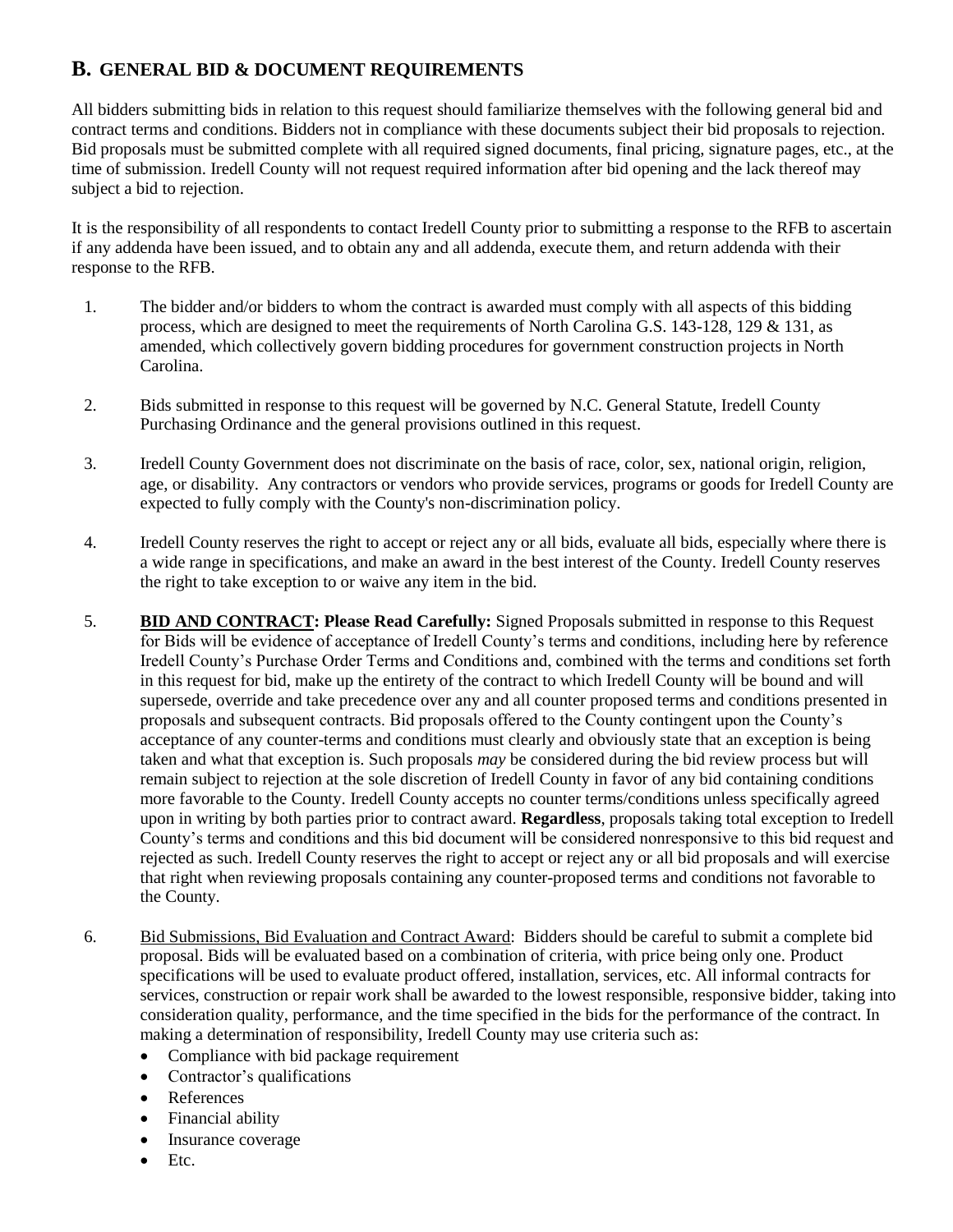## B. GENERAL BID & DOCUMENT REQUIREMENTS

All bidders submitting bids in relation to this request should familiarize themselves with the following general bid and contract terms and conditions. Bidders not in compliance with these documents subject their bid proposals to rejection. Bid proposals must be submitted complete with all required signed documents, final pricing, signature pages, etc., at the time of submission. Iredell County will not request required information after bid opening and the lack thereof may subject a bid to rejection.

It is the responsibility of all respondents to contact Iredell County prior to submitting a response to the RFB to ascertain if any addenda have been issued, and to obtain any and all addenda, execute them, and return addenda with their response to the RFB.

1. The bidder and/or bidders to whom the contract is awarded must comply with all aspects of this bidding process, which are designed to meet the requirements of North Carolina G.S. 143-128, 129 & 131, as amended, which collectively govern bidding procedures for government construction projects in North Carolina.

2. Bids submitted in response to this request will be governed by N.C. General Statute, Iredell County Purchasing Ordinance and the general provisions outlined in this request.

3. Iredell County Government does not discriminate on the basis of race, color, sex, national origin, religion, age, or disability. Any contractors or vendors who provide services, programs or goods for Iredell County are expected to fully comply with the County's non-discrimination policy.

4. Iredell County reserves the right to accept or reject any or all bids, evaluate all bids, especially where there is a wide range in specifications, and make an award in the best interest of the County. Iredell County reserves the right to take exception to or waive any item in the bid.

5. **<u>BID AND CONTRACT</u>: Please Read Carefully:** Signed Proposals submitted in response to this Request for Bids will be evidence of acceptance of Iredell County's terms and conditions, including here by reference Iredell County's Purchase Order Terms and Conditions and, combined with the terms and conditions set forth in this request for bid, make up the entirety of the contract to which Iredell County will be bound and will supersede, override and take precedence over any and all counter proposed terms and conditions presented in proposals and subsequent contracts. Bid proposals offered to the County contingent upon the County's acceptance of any counter-terms and conditions must clearly and obviously state that an exception is being taken and what that exception is. Such proposals *may* be considered during the bid review process but will remain subject to rejection at the sole discretion of Iredell County in favor of any bid containing conditions more favorable to the County. Iredell County accepts no counter terms/conditions unless specifically agreed upon in writing by both parties prior to contract award. **Regardless**, proposals taking total exception to Iredell County's terms and conditions and this bid document will be considered nonresponsive to this bid request and rejected as such. Iredell County reserves the right to accept or reject any or all bid proposals and will exercise that right when reviewing proposals containing any counter-proposed terms and conditions not favorable to the County.

6. <u>Bid Submissions, Bid Evaluation and Contract Award</u>: Bidders should be careful to submit a complete bid proposal. Bids will be evaluated based on a combination of criteria, with price being only one. Product specifications will be used to evaluate product offered, installation, services, etc. All informal contracts for services, construction or repair work shall be awarded to the lowest responsible, responsive bidder, taking into consideration quality, performance, and the time specified in the bids for the performance of the contract. In making a determination of responsibility, Iredell County may use criteria such as:
   - Compliance with bid package requirement
   - Contractor's qualifications
   - References
   - Financial ability
   - Insurance coverage
   - Etc.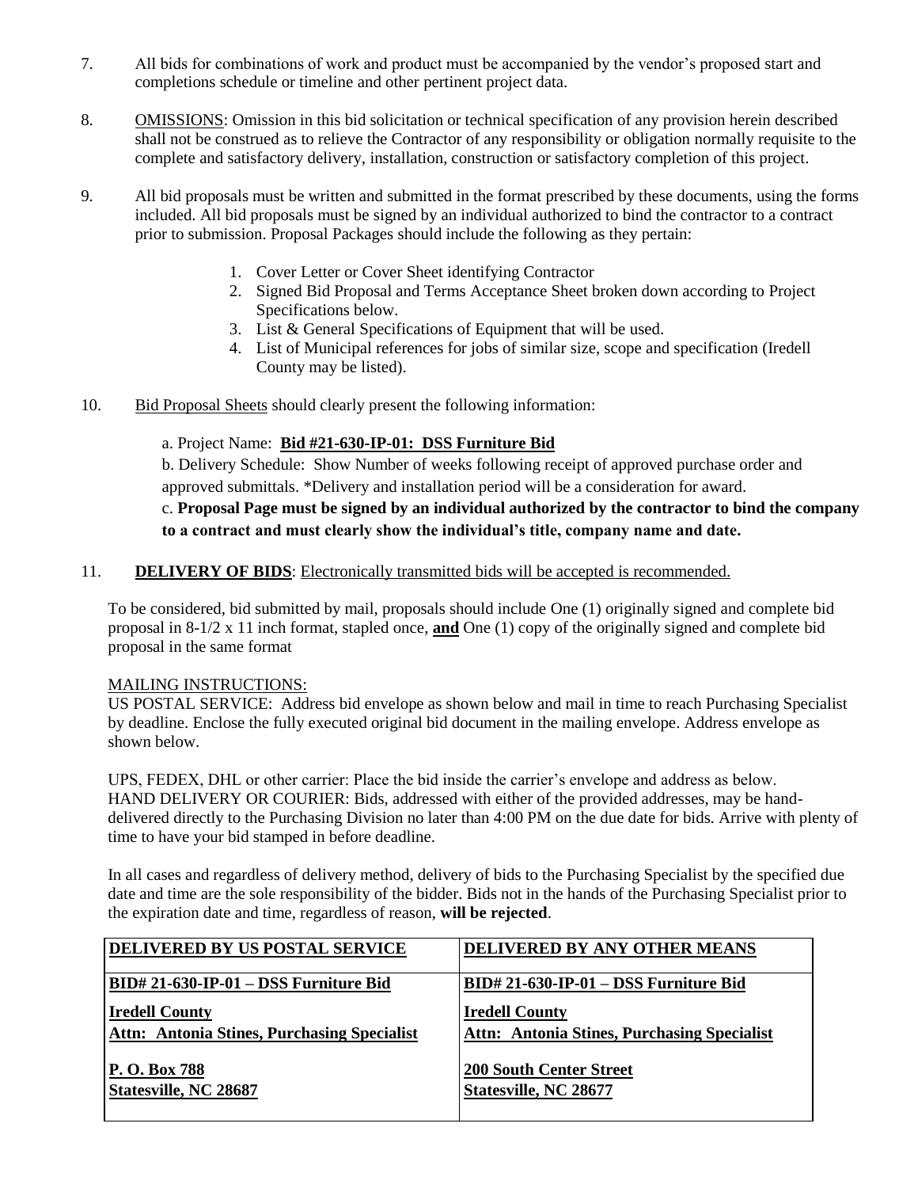7. All bids for combinations of work and product must be accompanied by the vendor's proposed start and completions schedule or timeline and other pertinent project data.

8. OMISSIONS: Omission in this bid solicitation or technical specification of any provision herein described shall not be construed as to relieve the Contractor of any responsibility or obligation normally requisite to the complete and satisfactory delivery, installation, construction or satisfactory completion of this project.

9. All bid proposals must be written and submitted in the format prescribed by these documents, using the forms included. All bid proposals must be signed by an individual authorized to bind the contractor to a contract prior to submission. Proposal Packages should include the following as they pertain:

   1. Cover Letter or Cover Sheet identifying Contractor
   2. Signed Bid Proposal and Terms Acceptance Sheet broken down according to Project Specifications below.
   3. List & General Specifications of Equipment that will be used.
   4. List of Municipal references for jobs of similar size, scope and specification (Iredell County may be listed).

10. Bid Proposal Sheets should clearly present the following information:

    a. Project Name: **Bid #21-630-IP-01: DSS Furniture Bid**

    b. Delivery Schedule: Show Number of weeks following receipt of approved purchase order and approved submittals. *Delivery and installation period will be a consideration for award.

    c. **Proposal Page must be signed by an individual authorized by the contractor to bind the company to a contract and must clearly show the individual's title, company name and date.**

11. **DELIVERY OF BIDS**: Electronically transmitted bids will be accepted is recommended.

To be considered, bid submitted by mail, proposals should include One (1) originally signed and complete bid proposal in 8-1/2 x 11 inch format, stapled once, **and** One (1) copy of the originally signed and complete bid proposal in the same format

MAILING INSTRUCTIONS:
US POSTAL SERVICE: Address bid envelope as shown below and mail in time to reach Purchasing Specialist by deadline. Enclose the fully executed original bid document in the mailing envelope. Address envelope as shown below.

UPS, FEDEX, DHL or other carrier: Place the bid inside the carrier's envelope and address as below.
HAND DELIVERY OR COURIER: Bids, addressed with either of the provided addresses, may be hand-delivered directly to the Purchasing Division no later than 4:00 PM on the due date for bids. Arrive with plenty of time to have your bid stamped in before deadline.

In all cases and regardless of delivery method, delivery of bids to the Purchasing Specialist by the specified due date and time are the sole responsibility of the bidder. Bids not in the hands of the Purchasing Specialist prior to the expiration date and time, regardless of reason, **will be rejected**.

| **DELIVERED BY US POSTAL SERVICE** | **DELIVERED BY ANY OTHER MEANS** |
|---|---|
| **BID# 21-630-IP-01 – DSS Furniture Bid** | **BID# 21-630-IP-01 – DSS Furniture Bid** |
| **Iredell County**<br>**Attn: Antonia Stines, Purchasing Specialist** | **Iredell County**<br>**Attn: Antonia Stines, Purchasing Specialist** |
| **P. O. Box 788**<br>**Statesville, NC 28687** | **200 South Center Street**<br>**Statesville, NC 28677** |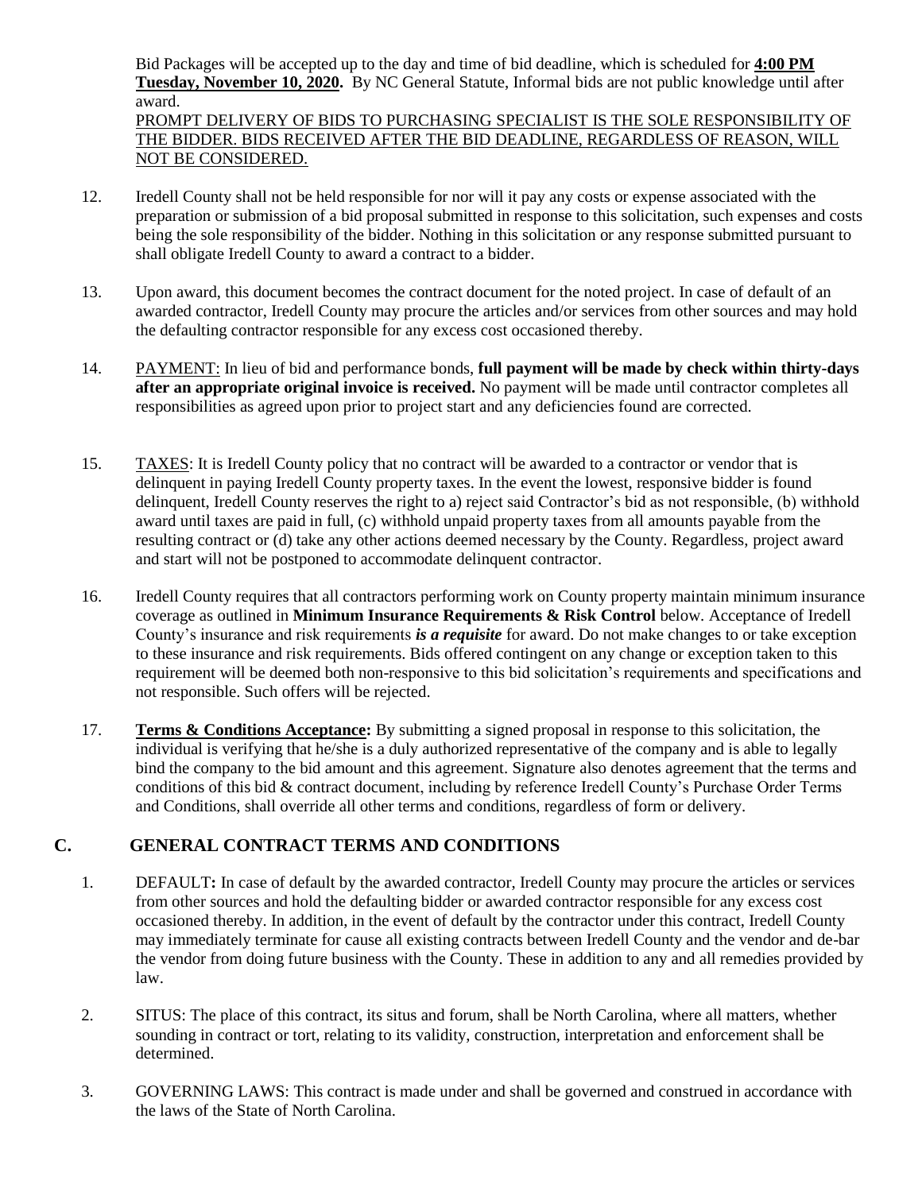Bid Packages will be accepted up to the day and time of bid deadline, which is scheduled for **4:00 PM Tuesday, November 10, 2020.** By NC General Statute, Informal bids are not public knowledge until after award.

PROMPT DELIVERY OF BIDS TO PURCHASING SPECIALIST IS THE SOLE RESPONSIBILITY OF THE BIDDER. BIDS RECEIVED AFTER THE BID DEADLINE, REGARDLESS OF REASON, WILL NOT BE CONSIDERED.

12. Iredell County shall not be held responsible for nor will it pay any costs or expense associated with the preparation or submission of a bid proposal submitted in response to this solicitation, such expenses and costs being the sole responsibility of the bidder. Nothing in this solicitation or any response submitted pursuant to shall obligate Iredell County to award a contract to a bidder.

13. Upon award, this document becomes the contract document for the noted project. In case of default of an awarded contractor, Iredell County may procure the articles and/or services from other sources and may hold the defaulting contractor responsible for any excess cost occasioned thereby.

14. PAYMENT: In lieu of bid and performance bonds, **full payment will be made by check within thirty-days after an appropriate original invoice is received.** No payment will be made until contractor completes all responsibilities as agreed upon prior to project start and any deficiencies found are corrected.

15. TAXES: It is Iredell County policy that no contract will be awarded to a contractor or vendor that is delinquent in paying Iredell County property taxes. In the event the lowest, responsive bidder is found delinquent, Iredell County reserves the right to a) reject said Contractor's bid as not responsible, (b) withhold award until taxes are paid in full, (c) withhold unpaid property taxes from all amounts payable from the resulting contract or (d) take any other actions deemed necessary by the County. Regardless, project award and start will not be postponed to accommodate delinquent contractor.

16. Iredell County requires that all contractors performing work on County property maintain minimum insurance coverage as outlined in **Minimum Insurance Requirements & Risk Control** below. Acceptance of Iredell County's insurance and risk requirements ***is a requisite*** for award. Do not make changes to or take exception to these insurance and risk requirements. Bids offered contingent on any change or exception taken to this requirement will be deemed both non-responsive to this bid solicitation's requirements and specifications and not responsible. Such offers will be rejected.

17. **Terms & Conditions Acceptance:** By submitting a signed proposal in response to this solicitation, the individual is verifying that he/she is a duly authorized representative of the company and is able to legally bind the company to the bid amount and this agreement. Signature also denotes agreement that the terms and conditions of this bid & contract document, including by reference Iredell County's Purchase Order Terms and Conditions, shall override all other terms and conditions, regardless of form or delivery.

## C. GENERAL CONTRACT TERMS AND CONDITIONS

1. DEFAULT**:** In case of default by the awarded contractor, Iredell County may procure the articles or services from other sources and hold the defaulting bidder or awarded contractor responsible for any excess cost occasioned thereby. In addition, in the event of default by the contractor under this contract, Iredell County may immediately terminate for cause all existing contracts between Iredell County and the vendor and de-bar the vendor from doing future business with the County. These in addition to any and all remedies provided by law.

2. SITUS: The place of this contract, its situs and forum, shall be North Carolina, where all matters, whether sounding in contract or tort, relating to its validity, construction, interpretation and enforcement shall be determined.

3. GOVERNING LAWS: This contract is made under and shall be governed and construed in accordance with the laws of the State of North Carolina.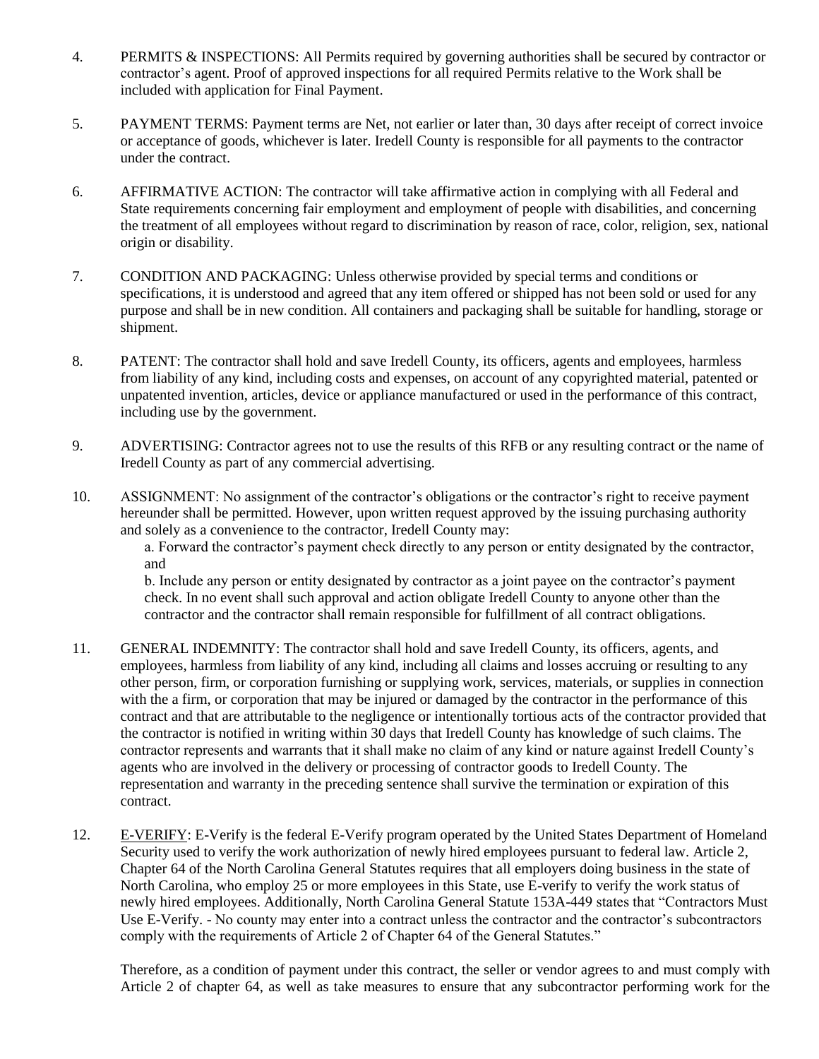4. PERMITS & INSPECTIONS: All Permits required by governing authorities shall be secured by contractor or contractor's agent. Proof of approved inspections for all required Permits relative to the Work shall be included with application for Final Payment.

5. PAYMENT TERMS: Payment terms are Net, not earlier or later than, 30 days after receipt of correct invoice or acceptance of goods, whichever is later. Iredell County is responsible for all payments to the contractor under the contract.

6. AFFIRMATIVE ACTION: The contractor will take affirmative action in complying with all Federal and State requirements concerning fair employment and employment of people with disabilities, and concerning the treatment of all employees without regard to discrimination by reason of race, color, religion, sex, national origin or disability.

7. CONDITION AND PACKAGING: Unless otherwise provided by special terms and conditions or specifications, it is understood and agreed that any item offered or shipped has not been sold or used for any purpose and shall be in new condition. All containers and packaging shall be suitable for handling, storage or shipment.

8. PATENT: The contractor shall hold and save Iredell County, its officers, agents and employees, harmless from liability of any kind, including costs and expenses, on account of any copyrighted material, patented or unpatented invention, articles, device or appliance manufactured or used in the performance of this contract, including use by the government.

9. ADVERTISING: Contractor agrees not to use the results of this RFB or any resulting contract or the name of Iredell County as part of any commercial advertising.

10. ASSIGNMENT: No assignment of the contractor's obligations or the contractor's right to receive payment hereunder shall be permitted. However, upon written request approved by the issuing purchasing authority and solely as a convenience to the contractor, Iredell County may:

    a. Forward the contractor's payment check directly to any person or entity designated by the contractor, and

    b. Include any person or entity designated by contractor as a joint payee on the contractor's payment check. In no event shall such approval and action obligate Iredell County to anyone other than the contractor and the contractor shall remain responsible for fulfillment of all contract obligations.

11. GENERAL INDEMNITY: The contractor shall hold and save Iredell County, its officers, agents, and employees, harmless from liability of any kind, including all claims and losses accruing or resulting to any other person, firm, or corporation furnishing or supplying work, services, materials, or supplies in connection with the a firm, or corporation that may be injured or damaged by the contractor in the performance of this contract and that are attributable to the negligence or intentionally tortious acts of the contractor provided that the contractor is notified in writing within 30 days that Iredell County has knowledge of such claims. The contractor represents and warrants that it shall make no claim of any kind or nature against Iredell County's agents who are involved in the delivery or processing of contractor goods to Iredell County. The representation and warranty in the preceding sentence shall survive the termination or expiration of this contract.

12. E-VERIFY: E-Verify is the federal E-Verify program operated by the United States Department of Homeland Security used to verify the work authorization of newly hired employees pursuant to federal law. Article 2, Chapter 64 of the North Carolina General Statutes requires that all employers doing business in the state of North Carolina, who employ 25 or more employees in this State, use E-verify to verify the work status of newly hired employees. Additionally, North Carolina General Statute 153A-449 states that "Contractors Must Use E-Verify. - No county may enter into a contract unless the contractor and the contractor's subcontractors comply with the requirements of Article 2 of Chapter 64 of the General Statutes."

    Therefore, as a condition of payment under this contract, the seller or vendor agrees to and must comply with Article 2 of chapter 64, as well as take measures to ensure that any subcontractor performing work for the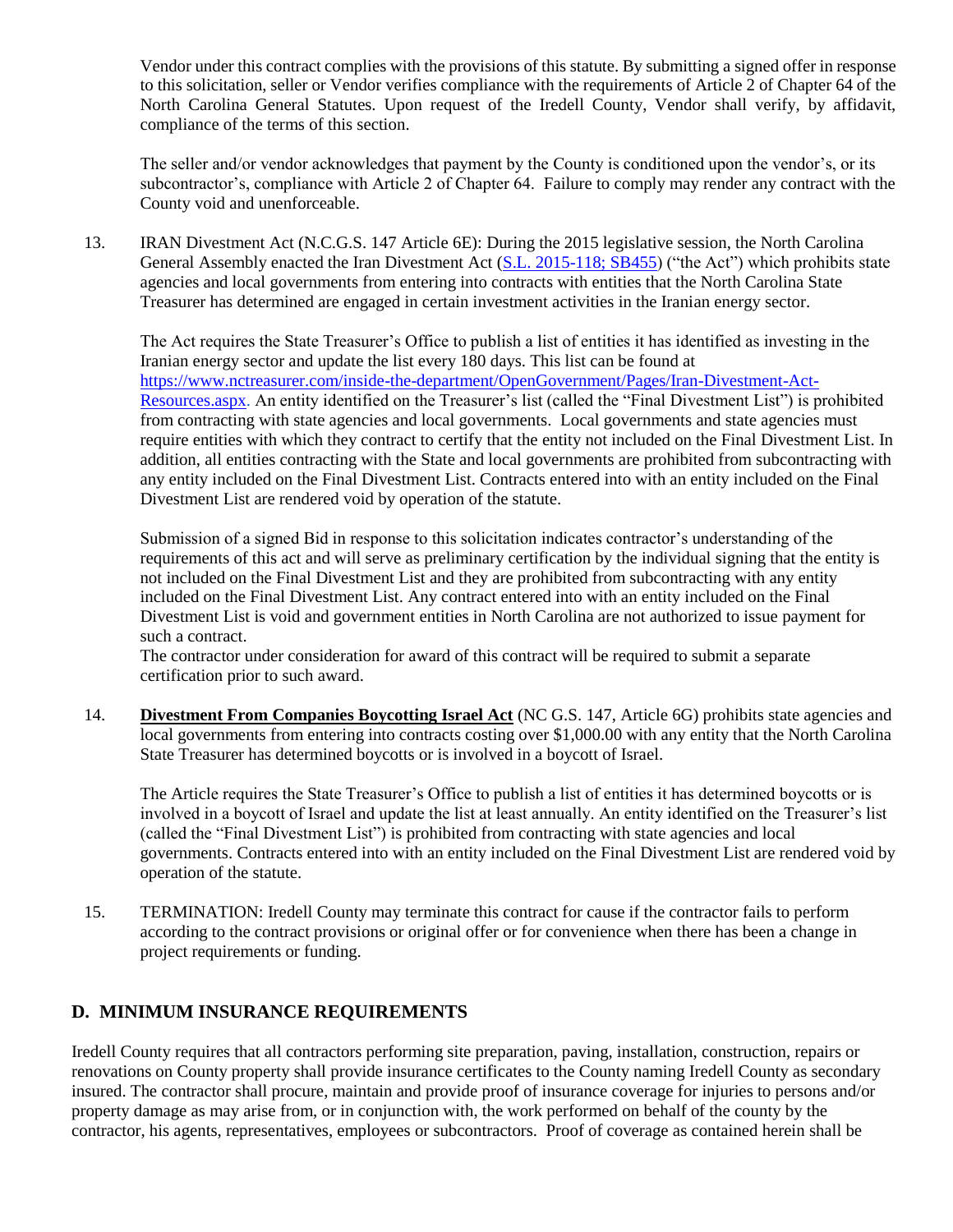Vendor under this contract complies with the provisions of this statute. By submitting a signed offer in response to this solicitation, seller or Vendor verifies compliance with the requirements of Article 2 of Chapter 64 of the North Carolina General Statutes. Upon request of the Iredell County, Vendor shall verify, by affidavit, compliance of the terms of this section.

The seller and/or vendor acknowledges that payment by the County is conditioned upon the vendor's, or its subcontractor's, compliance with Article 2 of Chapter 64. Failure to comply may render any contract with the County void and unenforceable.

13. IRAN Divestment Act (N.C.G.S. 147 Article 6E): During the 2015 legislative session, the North Carolina General Assembly enacted the Iran Divestment Act ([S.L. 2015-118; SB455](#)) ("the Act") which prohibits state agencies and local governments from entering into contracts with entities that the North Carolina State Treasurer has determined are engaged in certain investment activities in the Iranian energy sector.

    The Act requires the State Treasurer's Office to publish a list of entities it has identified as investing in the Iranian energy sector and update the list every 180 days. This list can be found at [https://www.nctreasurer.com/inside-the-department/OpenGovernment/Pages/Iran-Divestment-Act-Resources.aspx](https://www.nctreasurer.com/inside-the-department/OpenGovernment/Pages/Iran-Divestment-Act-Resources.aspx). An entity identified on the Treasurer's list (called the "Final Divestment List") is prohibited from contracting with state agencies and local governments. Local governments and state agencies must require entities with which they contract to certify that the entity not included on the Final Divestment List. In addition, all entities contracting with the State and local governments are prohibited from subcontracting with any entity included on the Final Divestment List. Contracts entered into with an entity included on the Final Divestment List are rendered void by operation of the statute.

    Submission of a signed Bid in response to this solicitation indicates contractor's understanding of the requirements of this act and will serve as preliminary certification by the individual signing that the entity is not included on the Final Divestment List and they are prohibited from subcontracting with any entity included on the Final Divestment List. Any contract entered into with an entity included on the Final Divestment List is void and government entities in North Carolina are not authorized to issue payment for such a contract.
    The contractor under consideration for award of this contract will be required to submit a separate certification prior to such award.

14. **Divestment From Companies Boycotting Israel Act** (NC G.S. 147, Article 6G) prohibits state agencies and local governments from entering into contracts costing over $1,000.00 with any entity that the North Carolina State Treasurer has determined boycotts or is involved in a boycott of Israel.

    The Article requires the State Treasurer's Office to publish a list of entities it has determined boycotts or is involved in a boycott of Israel and update the list at least annually. An entity identified on the Treasurer's list (called the "Final Divestment List") is prohibited from contracting with state agencies and local governments. Contracts entered into with an entity included on the Final Divestment List are rendered void by operation of the statute.

15. TERMINATION: Iredell County may terminate this contract for cause if the contractor fails to perform according to the contract provisions or original offer or for convenience when there has been a change in project requirements or funding.

## D. MINIMUM INSURANCE REQUIREMENTS

Iredell County requires that all contractors performing site preparation, paving, installation, construction, repairs or renovations on County property shall provide insurance certificates to the County naming Iredell County as secondary insured. The contractor shall procure, maintain and provide proof of insurance coverage for injuries to persons and/or property damage as may arise from, or in conjunction with, the work performed on behalf of the county by the contractor, his agents, representatives, employees or subcontractors. Proof of coverage as contained herein shall be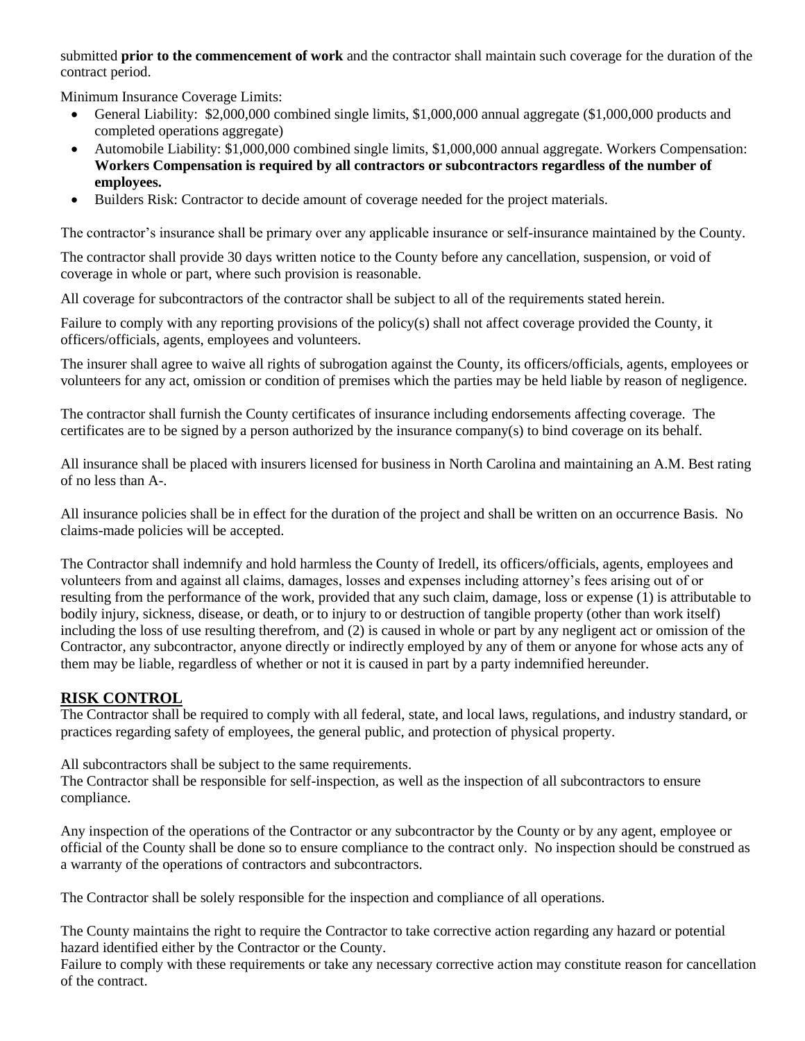submitted **prior to the commencement of work** and the contractor shall maintain such coverage for the duration of the contract period.

Minimum Insurance Coverage Limits:

- General Liability: $2,000,000 combined single limits, $1,000,000 annual aggregate ($1,000,000 products and completed operations aggregate)
- Automobile Liability: $1,000,000 combined single limits, $1,000,000 annual aggregate. Workers Compensation: **Workers Compensation is required by all contractors or subcontractors regardless of the number of employees.**
- Builders Risk: Contractor to decide amount of coverage needed for the project materials.

The contractor's insurance shall be primary over any applicable insurance or self-insurance maintained by the County.

The contractor shall provide 30 days written notice to the County before any cancellation, suspension, or void of coverage in whole or part, where such provision is reasonable.

All coverage for subcontractors of the contractor shall be subject to all of the requirements stated herein.

Failure to comply with any reporting provisions of the policy(s) shall not affect coverage provided the County, it officers/officials, agents, employees and volunteers.

The insurer shall agree to waive all rights of subrogation against the County, its officers/officials, agents, employees or volunteers for any act, omission or condition of premises which the parties may be held liable by reason of negligence.

The contractor shall furnish the County certificates of insurance including endorsements affecting coverage. The certificates are to be signed by a person authorized by the insurance company(s) to bind coverage on its behalf.

All insurance shall be placed with insurers licensed for business in North Carolina and maintaining an A.M. Best rating of no less than A-.

All insurance policies shall be in effect for the duration of the project and shall be written on an occurrence Basis. No claims-made policies will be accepted.

The Contractor shall indemnify and hold harmless the County of Iredell, its officers/officials, agents, employees and volunteers from and against all claims, damages, losses and expenses including attorney's fees arising out of or resulting from the performance of the work, provided that any such claim, damage, loss or expense (1) is attributable to bodily injury, sickness, disease, or death, or to injury to or destruction of tangible property (other than work itself) including the loss of use resulting therefrom, and (2) is caused in whole or part by any negligent act or omission of the Contractor, any subcontractor, anyone directly or indirectly employed by any of them or anyone for whose acts any of them may be liable, regardless of whether or not it is caused in part by a party indemnified hereunder.

## RISK CONTROL

The Contractor shall be required to comply with all federal, state, and local laws, regulations, and industry standard, or practices regarding safety of employees, the general public, and protection of physical property.

All subcontractors shall be subject to the same requirements.
The Contractor shall be responsible for self-inspection, as well as the inspection of all subcontractors to ensure compliance.

Any inspection of the operations of the Contractor or any subcontractor by the County or by any agent, employee or official of the County shall be done so to ensure compliance to the contract only. No inspection should be construed as a warranty of the operations of contractors and subcontractors.

The Contractor shall be solely responsible for the inspection and compliance of all operations.

The County maintains the right to require the Contractor to take corrective action regarding any hazard or potential hazard identified either by the Contractor or the County.
Failure to comply with these requirements or take any necessary corrective action may constitute reason for cancellation of the contract.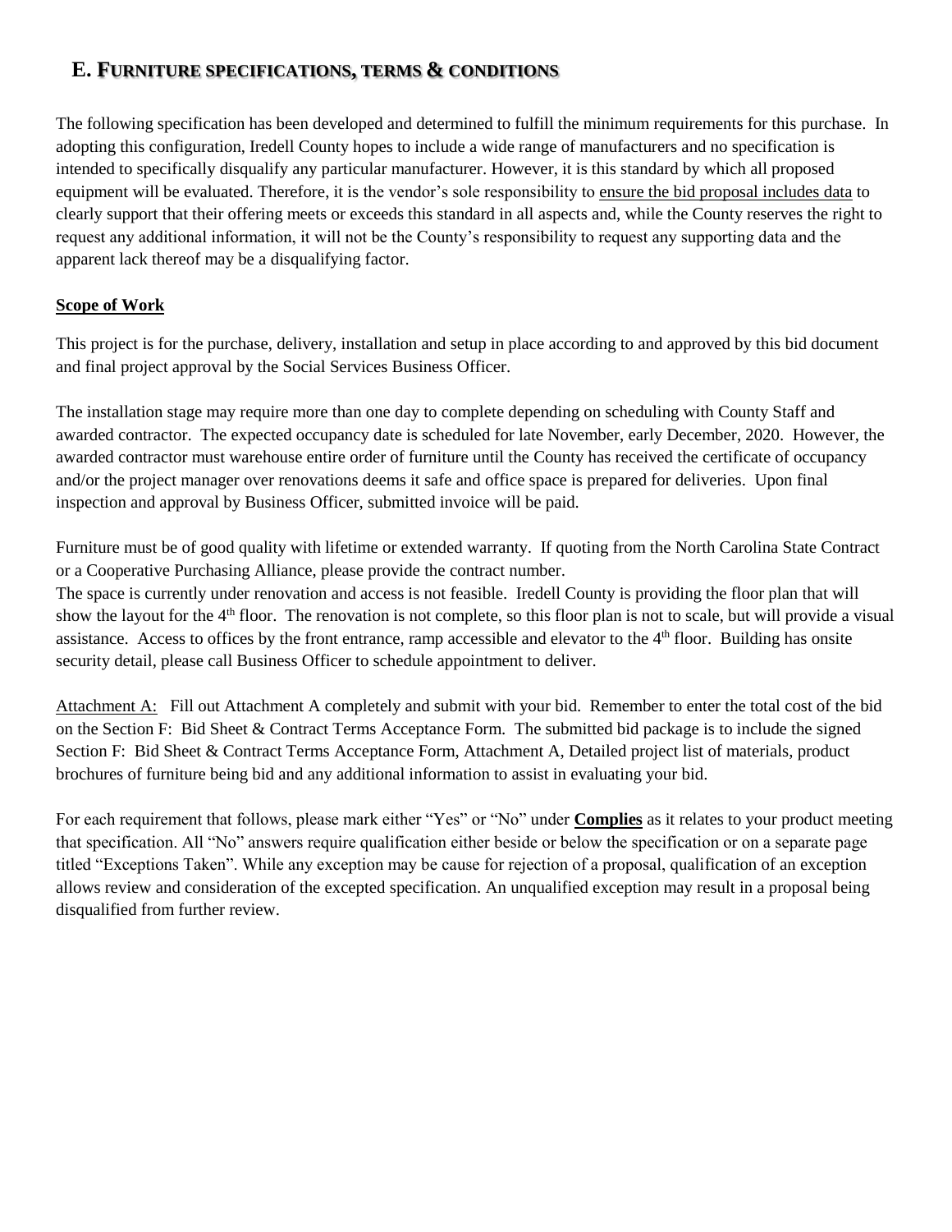# E. FURNITURE SPECIFICATIONS, TERMS & CONDITIONS

The following specification has been developed and determined to fulfill the minimum requirements for this purchase. In adopting this configuration, Iredell County hopes to include a wide range of manufacturers and no specification is intended to specifically disqualify any particular manufacturer. However, it is this standard by which all proposed equipment will be evaluated. Therefore, it is the vendor's sole responsibility to ensure the bid proposal includes data to clearly support that their offering meets or exceeds this standard in all aspects and, while the County reserves the right to request any additional information, it will not be the County's responsibility to request any supporting data and the apparent lack thereof may be a disqualifying factor.

**Scope of Work**

This project is for the purchase, delivery, installation and setup in place according to and approved by this bid document and final project approval by the Social Services Business Officer.

The installation stage may require more than one day to complete depending on scheduling with County Staff and awarded contractor. The expected occupancy date is scheduled for late November, early December, 2020. However, the awarded contractor must warehouse entire order of furniture until the County has received the certificate of occupancy and/or the project manager over renovations deems it safe and office space is prepared for deliveries. Upon final inspection and approval by Business Officer, submitted invoice will be paid.

Furniture must be of good quality with lifetime or extended warranty. If quoting from the North Carolina State Contract or a Cooperative Purchasing Alliance, please provide the contract number.
The space is currently under renovation and access is not feasible. Iredell County is providing the floor plan that will show the layout for the 4th floor. The renovation is not complete, so this floor plan is not to scale, but will provide a visual assistance. Access to offices by the front entrance, ramp accessible and elevator to the 4th floor. Building has onsite security detail, please call Business Officer to schedule appointment to deliver.

Attachment A: Fill out Attachment A completely and submit with your bid. Remember to enter the total cost of the bid on the Section F: Bid Sheet & Contract Terms Acceptance Form. The submitted bid package is to include the signed Section F: Bid Sheet & Contract Terms Acceptance Form, Attachment A, Detailed project list of materials, product brochures of furniture being bid and any additional information to assist in evaluating your bid.

For each requirement that follows, please mark either "Yes" or "No" under **Complies** as it relates to your product meeting that specification. All "No" answers require qualification either beside or below the specification or on a separate page titled "Exceptions Taken". While any exception may be cause for rejection of a proposal, qualification of an exception allows review and consideration of the excepted specification. An unqualified exception may result in a proposal being disqualified from further review.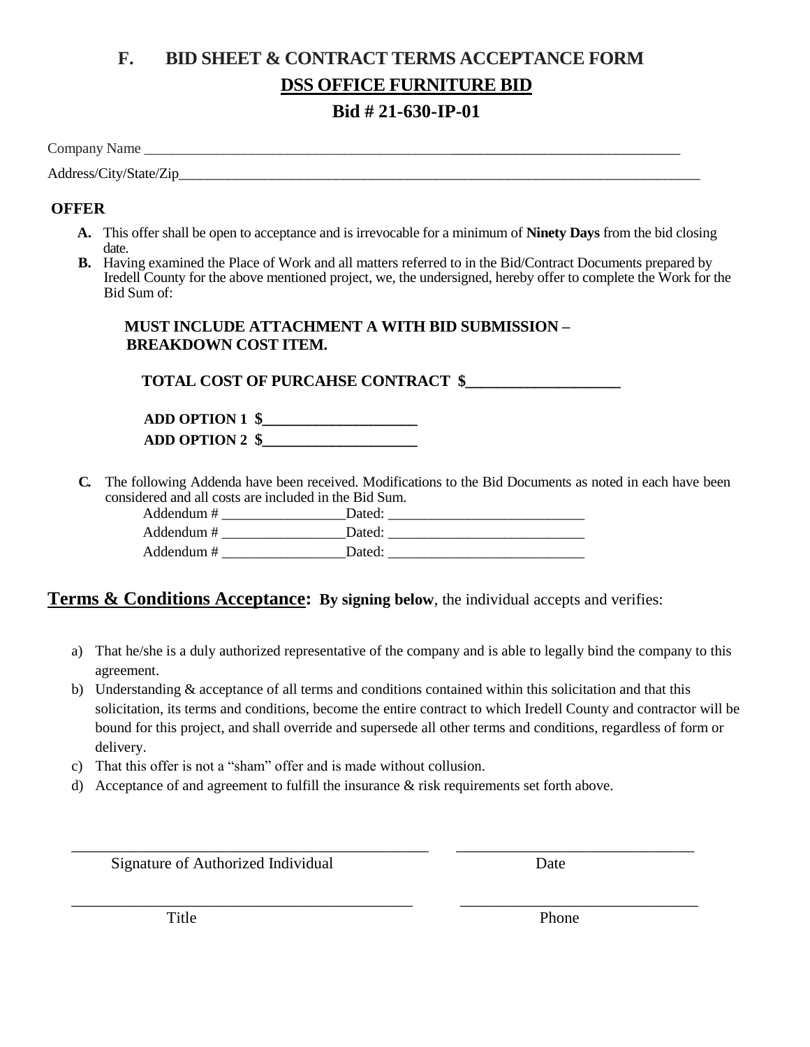# F. BID SHEET & CONTRACT TERMS ACCEPTANCE FORM

## DSS OFFICE FURNITURE BID

## Bid # 21-630-IP-01

Company Name ___________________________________________________________________________

Address/City/State/Zip_______________________________________________________________________

**OFFER**

**A.** This offer shall be open to acceptance and is irrevocable for a minimum of **Ninety Days** from the bid closing date.

**B.** Having examined the Place of Work and all matters referred to in the Bid/Contract Documents prepared by Iredell County for the above mentioned project, we, the undersigned, hereby offer to complete the Work for the Bid Sum of:

**MUST INCLUDE ATTACHMENT A WITH BID SUBMISSION – BREAKDOWN COST ITEM.**

**TOTAL COST OF PURCAHSE CONTRACT $___________________**

**ADD OPTION 1 $____________________**

**ADD OPTION 2 $____________________**

**C.** The following Addenda have been received. Modifications to the Bid Documents as noted in each have been considered and all costs are included in the Bid Sum.

Addendum # _________________Dated: ___________________________

Addendum # _________________Dated: ___________________________

Addendum # _________________Dated: ___________________________

## Terms & Conditions Acceptance: **By signing below**, the individual accepts and verifies:

a) That he/she is a duly authorized representative of the company and is able to legally bind the company to this agreement.

b) Understanding & acceptance of all terms and conditions contained within this solicitation and that this solicitation, its terms and conditions, become the entire contract to which Iredell County and contractor will be bound for this project, and shall override and supersede all other terms and conditions, regardless of form or delivery.

c) That this offer is not a "sham" offer and is made without collusion.

d) Acceptance of and agreement to fulfill the insurance & risk requirements set forth above.

_____________________________________________ ______________________________

Signature of Authorized Individual Date

_____________________________________________ ______________________________

Title Phone